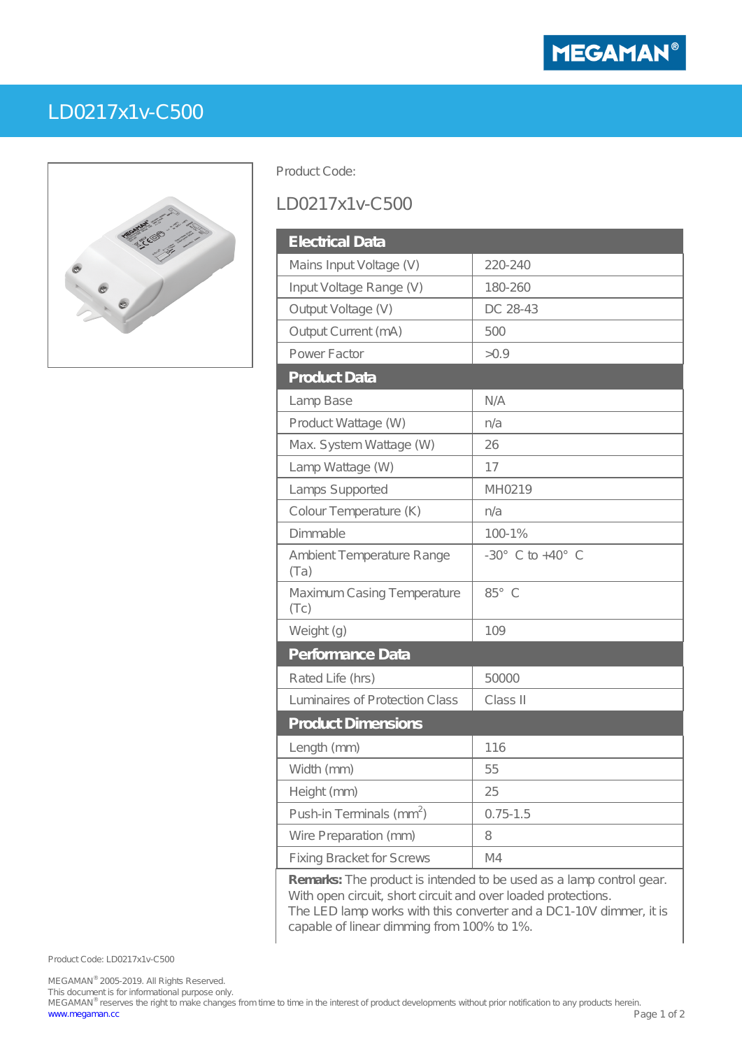# LD0217x1v-C500

Product Code:

## LD0217x1v-C500

| Electrical Data | |
|---|---|
| Mains Input Voltage (V) | 220-240 |
| Input Voltage Range (V) | 180-260 |
| Output Voltage (V) | DC 28-43 |
| Output Current (mA) | 500 |
| Power Factor | >0.9 |
| **Product Data** | |
| Lamp Base | N/A |
| Product Wattage (W) | n/a |
| Max. System Wattage (W) | 26 |
| Lamp Wattage (W) | 17 |
| Lamps Supported | MH0219 |
| Colour Temperature (K) | n/a |
| Dimmable | 100-1% |
| Ambient Temperature Range (Ta) | -30° C to +40° C |
| Maximum Casing Temperature (Tc) | 85° C |
| Weight (g) | 109 |
| **Performance Data** | |
| Rated Life (hrs) | 50000 |
| Luminaires of Protection Class | Class II |
| **Product Dimensions** | |
| Length (mm) | 116 |
| Width (mm) | 55 |
| Height (mm) | 25 |
| Push-in Terminals ($mm^2$) | 0.75-1.5 |
| Wire Preparation (mm) | 8 |
| Fixing Bracket for Screws | M4 |

**Remarks:** The product is intended to be used as a lamp control gear. With open circuit, short circuit and over loaded protections.
The LED lamp works with this converter and a DC1-10V dimmer, it is capable of linear dimming from 100% to 1%.

Product Code: LD0217x1v-C500

MEGAMAN® 2005-2019. All Rights Reserved.
This document is for informational purpose only.
MEGAMAN® reserves the right to make changes from time to time in the interest of product developments without prior notification to any products herein.
www.megaman.cc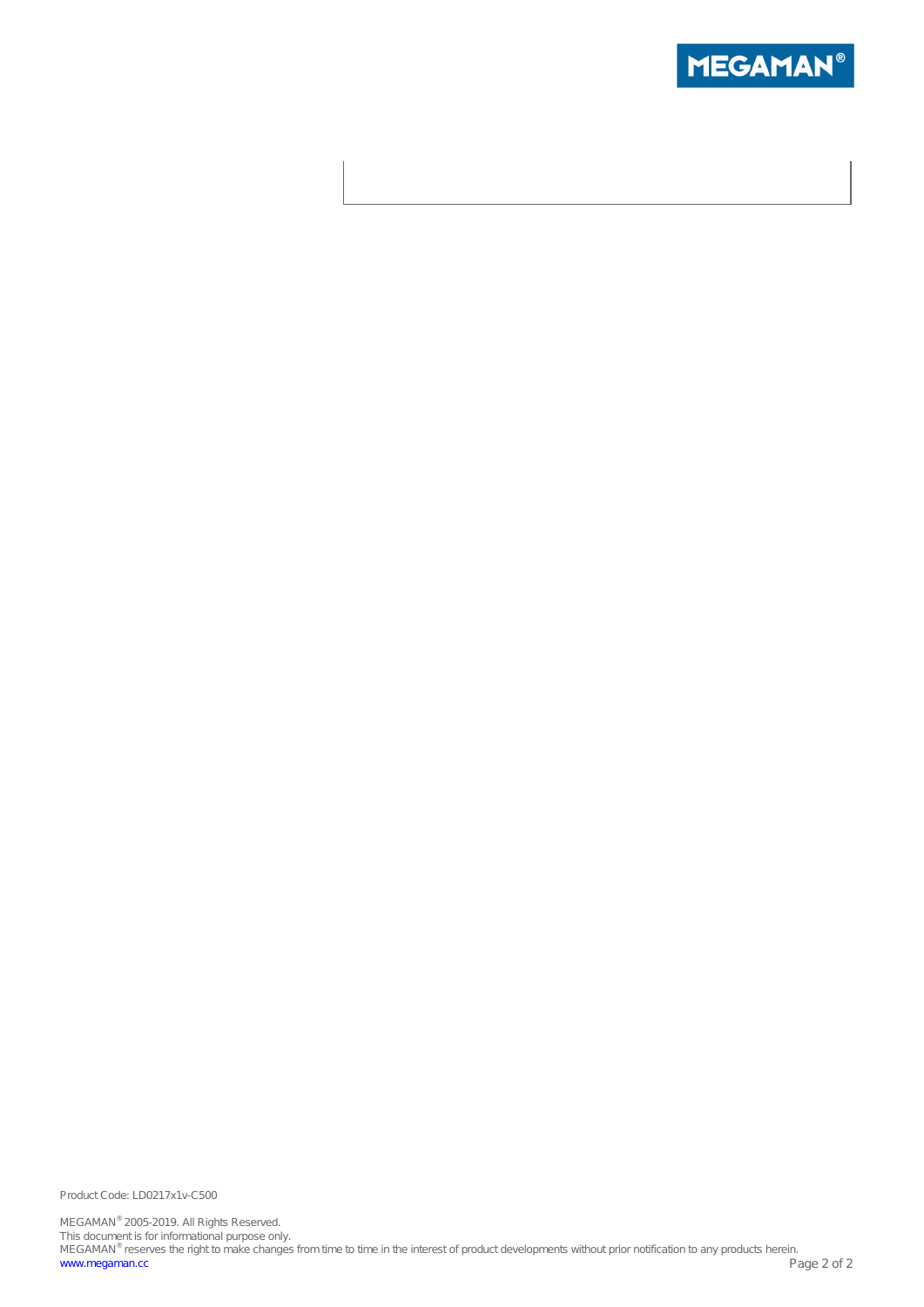Product Code: LD0217x1v-C500

MEGAMAN® 2005-2019. All Rights Reserved.
This document is for informational purpose only.
MEGAMAN® reserves the right to make changes from time to time in the interest of product developments without prior notification to any products herein.
www.megaman.cc